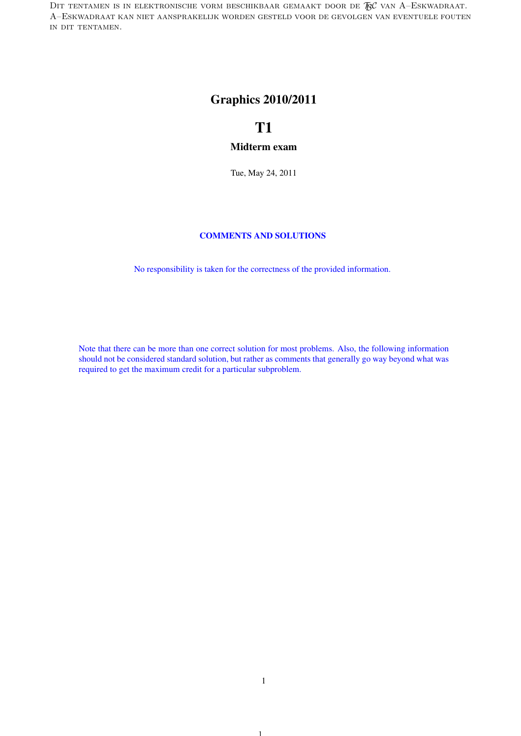Dit tentamen is in elektronische vorm beschikbaar gemaakt door de $\mathcal{TBC}$ van A–Eskwadraat. A–Eskwadraat kan niet aansprakelijk worden gesteld voor de gevolgen van eventuele fouten in dit tentamen.

# Graphics 2010/2011

# T1

## Midterm exam

Tue, May 24, 2011

**COMMENTS AND SOLUTIONS**

No responsibility is taken for the correctness of the provided information.

Note that there can be more than one correct solution for most problems. Also, the following information should not be considered standard solution, but rather as comments that generally go way beyond what was required to get the maximum credit for a particular subproblem.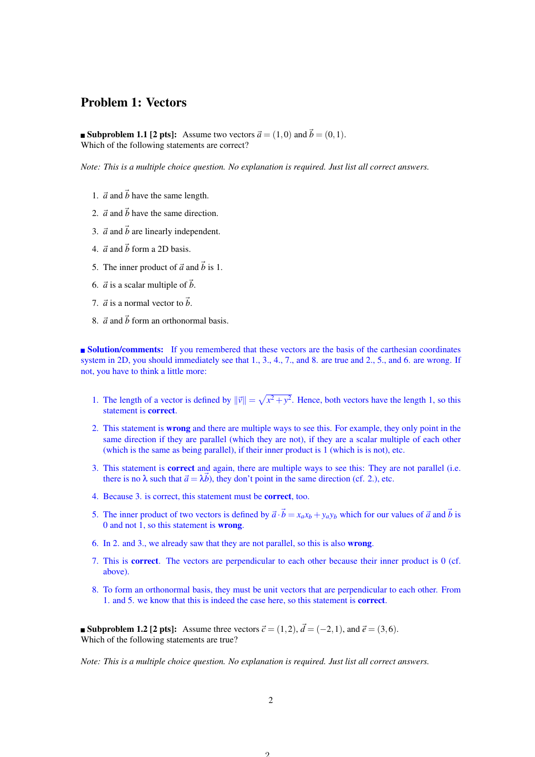## Problem 1: Vectors

■ **Subproblem 1.1 [2 pts]:** Assume two vectors $\vec{a} = (1,0)$ and $\vec{b} = (0,1)$.
Which of the following statements are correct?

*Note: This is a multiple choice question. No explanation is required. Just list all correct answers.*

1. $\vec{a}$ and $\vec{b}$ have the same length.
2. $\vec{a}$ and $\vec{b}$ have the same direction.
3. $\vec{a}$ and $\vec{b}$ are linearly independent.
4. $\vec{a}$ and $\vec{b}$ form a 2D basis.
5. The inner product of $\vec{a}$ and $\vec{b}$ is 1.
6. $\vec{a}$ is a scalar multiple of $\vec{b}$.
7. $\vec{a}$ is a normal vector to $\vec{b}$.
8. $\vec{a}$ and $\vec{b}$ form an orthonormal basis.

■ **Solution/comments:** If you remembered that these vectors are the basis of the carthesian coordinates system in 2D, you should immediately see that 1., 3., 4., 7., and 8. are true and 2., 5., and 6. are wrong. If not, you have to think a little more:

1. The length of a vector is defined by $\|\vec{v}\| = \sqrt{x^2+y^2}$. Hence, both vectors have the length 1, so this statement is **correct**.
2. This statement is **wrong** and there are multiple ways to see this. For example, they only point in the same direction if they are parallel (which they are not), if they are a scalar multiple of each other (which is the same as being parallel), if their inner product is 1 (which is is not), etc.
3. This statement is **correct** and again, there are multiple ways to see this: They are not parallel (i.e. there is no $\lambda$ such that $\vec{a} = \lambda\vec{b}$), they don't point in the same direction (cf. 2.), etc.
4. Because 3. is correct, this statement must be **correct**, too.
5. The inner product of two vectors is defined by $\vec{a} \cdot \vec{b} = x_a x_b + y_a y_b$ which for our values of $\vec{a}$ and $\vec{b}$ is 0 and not 1, so this statement is **wrong**.
6. In 2. and 3., we already saw that they are not parallel, so this is also **wrong**.
7. This is **correct**. The vectors are perpendicular to each other because their inner product is 0 (cf. above).
8. To form an orthonormal basis, they must be unit vectors that are perpendicular to each other. From 1. and 5. we know that this is indeed the case here, so this statement is **correct**.

■ **Subproblem 1.2 [2 pts]:** Assume three vectors $\vec{c} = (1,2)$, $\vec{d} = (-2,1)$, and $\vec{e} = (3,6)$.
Which of the following statements are true?

*Note: This is a multiple choice question. No explanation is required. Just list all correct answers.*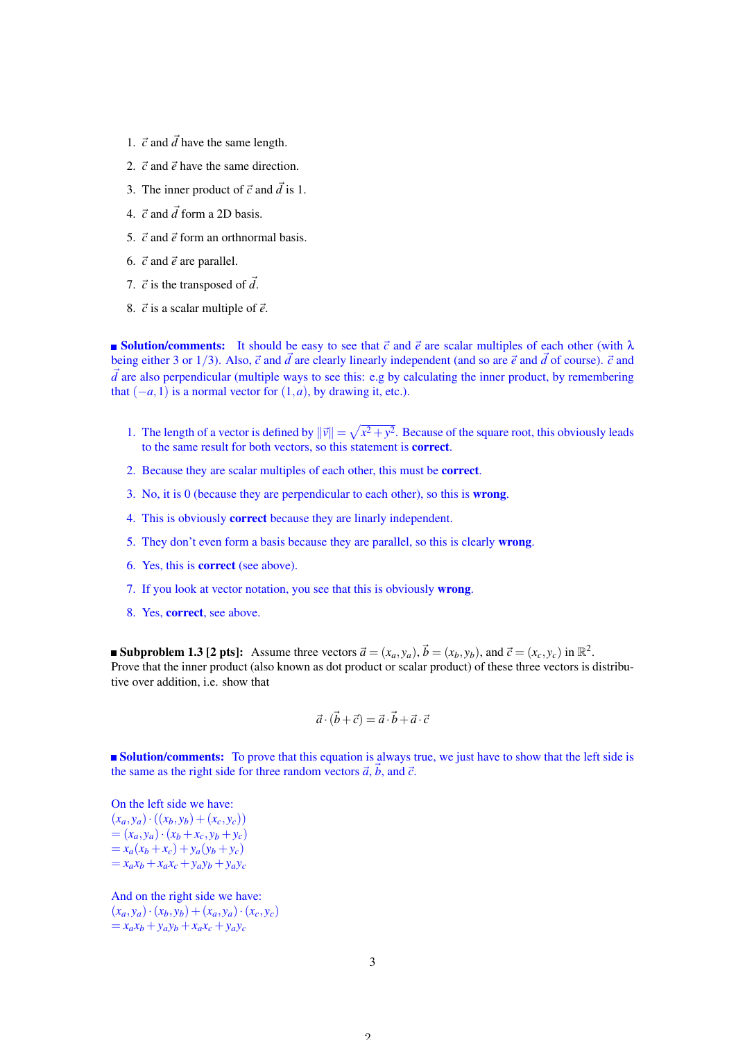1. $\vec{c}$ and $\vec{d}$ have the same length.
2. $\vec{c}$ and $\vec{e}$ have the same direction.
3. The inner product of $\vec{c}$ and $\vec{d}$ is 1.
4. $\vec{c}$ and $\vec{d}$ form a 2D basis.
5. $\vec{c}$ and $\vec{e}$ form an orthnormal basis.
6. $\vec{c}$ and $\vec{e}$ are parallel.
7. $\vec{c}$ is the transposed of $\vec{d}$.
8. $\vec{c}$ is a scalar multiple of $\vec{e}$.

**Solution/comments:** It should be easy to see that $\vec{c}$ and $\vec{e}$ are scalar multiples of each other (with $\lambda$ being either 3 or $1/3$). Also, $\vec{c}$ and $\vec{d}$ are clearly linearly independent (and so are $\vec{e}$ and $\vec{d}$ of course). $\vec{c}$ and $\vec{d}$ are also perpendicular (multiple ways to see this: e.g by calculating the inner product, by remembering that $(-a, 1)$ is a normal vector for $(1, a)$, by drawing it, etc.).

1. The length of a vector is defined by $\|\vec{v}\| = \sqrt{x^2 + y^2}$. Because of the square root, this obviously leads to the same result for both vectors, so this statement is **correct**.
2. Because they are scalar multiples of each other, this must be **correct**.
3. No, it is 0 (because they are perpendicular to each other), so this is **wrong**.
4. This is obviously **correct** because they are linarly independent.
5. They don't even form a basis because they are parallel, so this is clearly **wrong**.
6. Yes, this is **correct** (see above).
7. If you look at vector notation, you see that this is obviously **wrong**.
8. Yes, **correct**, see above.

**Subproblem 1.3 [2 pts]:** Assume three vectors $\vec{a} = (x_a, y_a)$, $\vec{b} = (x_b, y_b)$, and $\vec{c} = (x_c, y_c)$ in $\mathbb{R}^2$. Prove that the inner product (also known as dot product or scalar product) of these three vectors is distributive over addition, i.e. show that

$$\vec{a} \cdot (\vec{b} + \vec{c}) = \vec{a} \cdot \vec{b} + \vec{a} \cdot \vec{c}$$

**Solution/comments:** To prove that this equation is always true, we just have to show that the left side is the same as the right side for three random vectors $\vec{a}$, $\vec{b}$, and $\vec{c}$.

On the left side we have:

$(x_a, y_a) \cdot ((x_b, y_b) + (x_c, y_c))$
$= (x_a, y_a) \cdot (x_b + x_c, y_b + y_c)$
$= x_a(x_b + x_c) + y_a(y_b + y_c)$
$= x_a x_b + x_a x_c + y_a y_b + y_a y_c$

And on the right side we have:

$(x_a, y_a) \cdot (x_b, y_b) + (x_a, y_a) \cdot (x_c, y_c)$
$= x_a x_b + y_a y_b + x_a x_c + y_a y_c$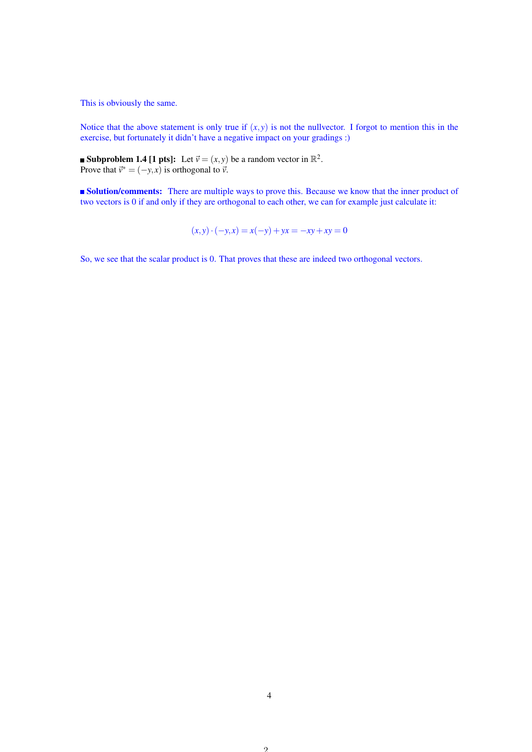This is obviously the same.

Notice that the above statement is only true if $(x, y)$ is not the nullvector. I forgot to mention this in the exercise, but fortunately it didn't have a negative impact on your gradings :)

■ **Subproblem 1.4 [1 pts]:** Let $\vec{v} = (x, y)$ be a random vector in $\mathbb{R}^2$.
Prove that $\vec{v}^* = (-y, x)$ is orthogonal to $\vec{v}$.

■ **Solution/comments:** There are multiple ways to prove this. Because we know that the inner product of two vectors is 0 if and only if they are orthogonal to each other, we can for example just calculate it:

$$(x, y) \cdot (-y, x) = x(-y) + yx = -xy + xy = 0$$

So, we see that the scalar product is 0. That proves that these are indeed two orthogonal vectors.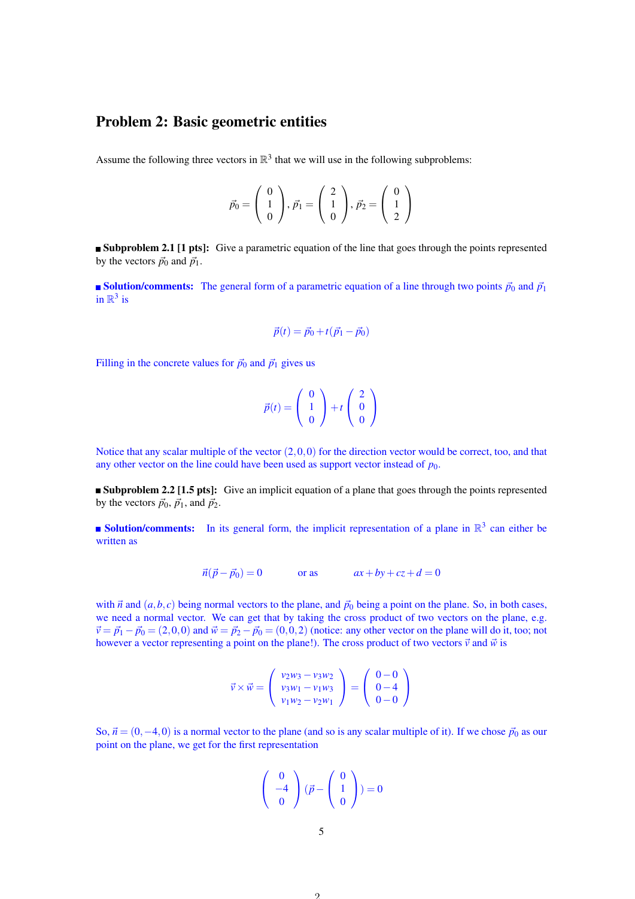## Problem 2: Basic geometric entities

Assume the following three vectors in $\mathbb{R}^3$ that we will use in the following subproblems:

$$\vec{p}_0 = \begin{pmatrix} 0 \\ 1 \\ 0 \end{pmatrix}, \vec{p}_1 = \begin{pmatrix} 2 \\ 1 \\ 0 \end{pmatrix}, \vec{p}_2 = \begin{pmatrix} 0 \\ 1 \\ 2 \end{pmatrix}$$

■ **Subproblem 2.1 [1 pts]:** Give a parametric equation of the line that goes through the points represented by the vectors $\vec{p}_0$ and $\vec{p}_1$.

■ **Solution/comments:** The general form of a parametric equation of a line through two points $\vec{p}_0$ and $\vec{p}_1$ in $\mathbb{R}^3$ is

$$\vec{p}(t) = \vec{p}_0 + t(\vec{p}_1 - \vec{p}_0)$$

Filling in the concrete values for $\vec{p}_0$ and $\vec{p}_1$ gives us

$$\vec{p}(t) = \begin{pmatrix} 0 \\ 1 \\ 0 \end{pmatrix} + t \begin{pmatrix} 2 \\ 0 \\ 0 \end{pmatrix}$$

Notice that any scalar multiple of the vector $(2,0,0)$ for the direction vector would be correct, too, and that any other vector on the line could have been used as support vector instead of $p_0$.

■ **Subproblem 2.2 [1.5 pts]:** Give an implicit equation of a plane that goes through the points represented by the vectors $\vec{p}_0$, $\vec{p}_1$, and $\vec{p}_2$.

■ **Solution/comments:** In its general form, the implicit representation of a plane in $\mathbb{R}^3$ can either be written as

$$\vec{n}(\vec{p} - \vec{p}_0) = 0 \qquad \text{or as} \qquad ax + by + cz + d = 0$$

with $\vec{n}$ and $(a,b,c)$ being normal vectors to the plane, and $\vec{p}_0$ being a point on the plane. So, in both cases, we need a normal vector. We can get that by taking the cross product of two vectors on the plane, e.g. $\vec{v} = \vec{p}_1 - \vec{p}_0 = (2,0,0)$ and $\vec{w} = \vec{p}_2 - \vec{p}_0 = (0,0,2)$ (notice: any other vector on the plane will do it, too; not however a vector representing a point on the plane!). The cross product of two vectors $\vec{v}$ and $\vec{w}$ is

$$\vec{v} \times \vec{w} = \begin{pmatrix} v_2 w_3 - v_3 w_2 \\ v_3 w_1 - v_1 w_3 \\ v_1 w_2 - v_2 w_1 \end{pmatrix} = \begin{pmatrix} 0 - 0 \\ 0 - 4 \\ 0 - 0 \end{pmatrix}$$

So, $\vec{n} = (0,-4,0)$ is a normal vector to the plane (and so is any scalar multiple of it). If we chose $\vec{p}_0$ as our point on the plane, we get for the first representation

$$\begin{pmatrix} 0 \\ -4 \\ 0 \end{pmatrix} (\vec{p} - \begin{pmatrix} 0 \\ 1 \\ 0 \end{pmatrix}) = 0$$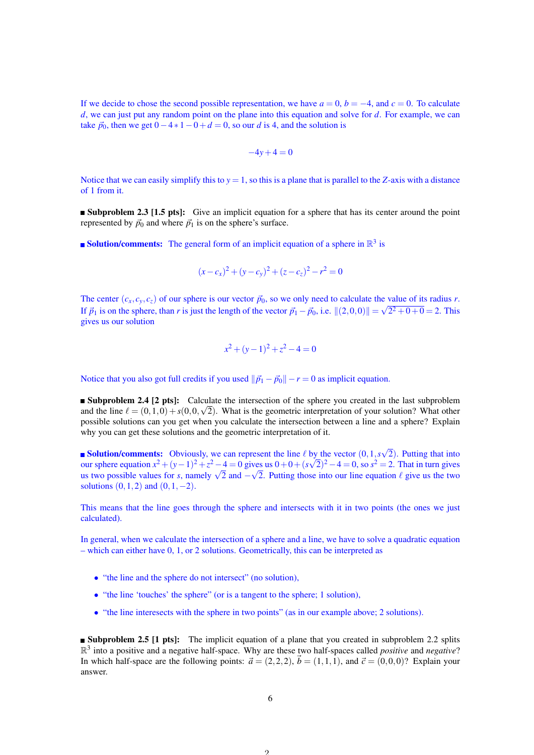If we decide to chose the second possible representation, we have $a = 0$, $b = -4$, and $c = 0$. To calculate $d$, we can just put any random point on the plane into this equation and solve for $d$. For example, we can take $\vec{p}_0$, then we get $0 - 4 * 1 - 0 + d = 0$, so our $d$ is 4, and the solution is

$$-4y + 4 = 0$$

Notice that we can easily simplify this to $y = 1$, so this is a plane that is parallel to the $Z$-axis with a distance of 1 from it.

■ **Subproblem 2.3 [1.5 pts]:** Give an implicit equation for a sphere that has its center around the point represented by $\vec{p}_0$ and where $\vec{p}_1$ is on the sphere's surface.

■ **Solution/comments:** The general form of an implicit equation of a sphere in $\mathbb{R}^3$ is

$$(x - c_x)^2 + (y - c_y)^2 + (z - c_z)^2 - r^2 = 0$$

The center $(c_x, c_y, c_z)$ of our sphere is our vector $\vec{p}_0$, so we only need to calculate the value of its radius $r$. If $\vec{p}_1$ is on the sphere, than $r$ is just the length of the vector $\vec{p}_1 - \vec{p}_0$, i.e. $\|(2,0,0)\| = \sqrt{2^2 + 0 + 0} = 2$. This gives us our solution

$$x^2 + (y - 1)^2 + z^2 - 4 = 0$$

Notice that you also got full credits if you used $\|\vec{p}_1 - \vec{p}_0\| - r = 0$ as implicit equation.

■ **Subproblem 2.4 [2 pts]:** Calculate the intersection of the sphere you created in the last subproblem and the line $\ell = (0,1,0) + s(0,0,\sqrt{2})$. What is the geometric interpretation of your solution? What other possible solutions can you get when you calculate the intersection between a line and a sphere? Explain why you can get these solutions and the geometric interpretation of it.

■ **Solution/comments:** Obviously, we can represent the line $\ell$ by the vector $(0,1,s\sqrt{2})$. Putting that into our sphere equation $x^2 + (y-1)^2 + z^2 - 4 = 0$ gives us $0 + 0 + (s\sqrt{2})^2 - 4 = 0$, so $s^2 = 2$. That in turn gives us two possible values for $s$, namely $\sqrt{2}$ and $-\sqrt{2}$. Putting those into our line equation $\ell$ give us the two solutions $(0,1,2)$ and $(0,1,-2)$.

This means that the line goes through the sphere and intersects with it in two points (the ones we just calculated).

In general, when we calculate the intersection of a sphere and a line, we have to solve a quadratic equation – which can either have 0, 1, or 2 solutions. Geometrically, this can be interpreted as

- "the line and the sphere do not intersect" (no solution),
- "the line 'touches' the sphere" (or is a tangent to the sphere; 1 solution),
- "the line interesects with the sphere in two points" (as in our example above; 2 solutions).

■ **Subproblem 2.5 [1 pts]:** The implicit equation of a plane that you created in subproblem 2.2 splits $\mathbb{R}^3$ into a positive and a negative half-space. Why are these two half-spaces called *positive* and *negative*? In which half-space are the following points: $\vec{a} = (2,2,2)$, $\vec{b} = (1,1,1)$, and $\vec{c} = (0,0,0)$? Explain your answer.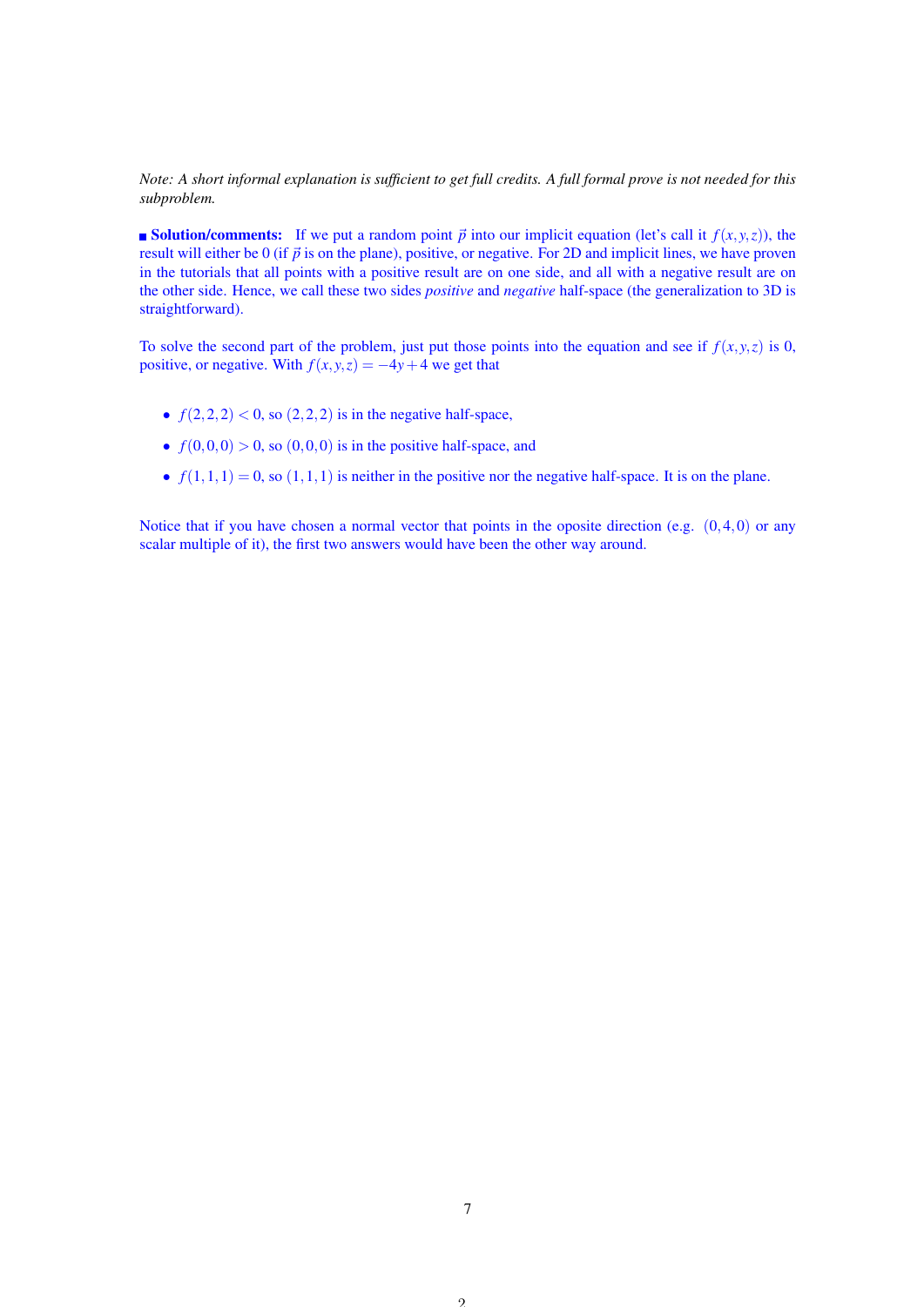*Note: A short informal explanation is sufficient to get full credits. A full formal prove is not needed for this subproblem.*

■ **Solution/comments:** If we put a random point $\vec{p}$ into our implicit equation (let's call it $f(x,y,z)$), the result will either be 0 (if $\vec{p}$ is on the plane), positive, or negative. For 2D and implicit lines, we have proven in the tutorials that all points with a positive result are on one side, and all with a negative result are on the other side. Hence, we call these two sides *positive* and *negative* half-space (the generalization to 3D is straightforward).

To solve the second part of the problem, just put those points into the equation and see if $f(x,y,z)$ is 0, positive, or negative. With $f(x,y,z) = -4y+4$ we get that

- $f(2,2,2) < 0$, so $(2,2,2)$ is in the negative half-space,
- $f(0,0,0) > 0$, so $(0,0,0)$ is in the positive half-space, and
- $f(1,1,1) = 0$, so $(1,1,1)$ is neither in the positive nor the negative half-space. It is on the plane.

Notice that if you have chosen a normal vector that points in the oposite direction (e.g. $(0,4,0)$ or any scalar multiple of it), the first two answers would have been the other way around.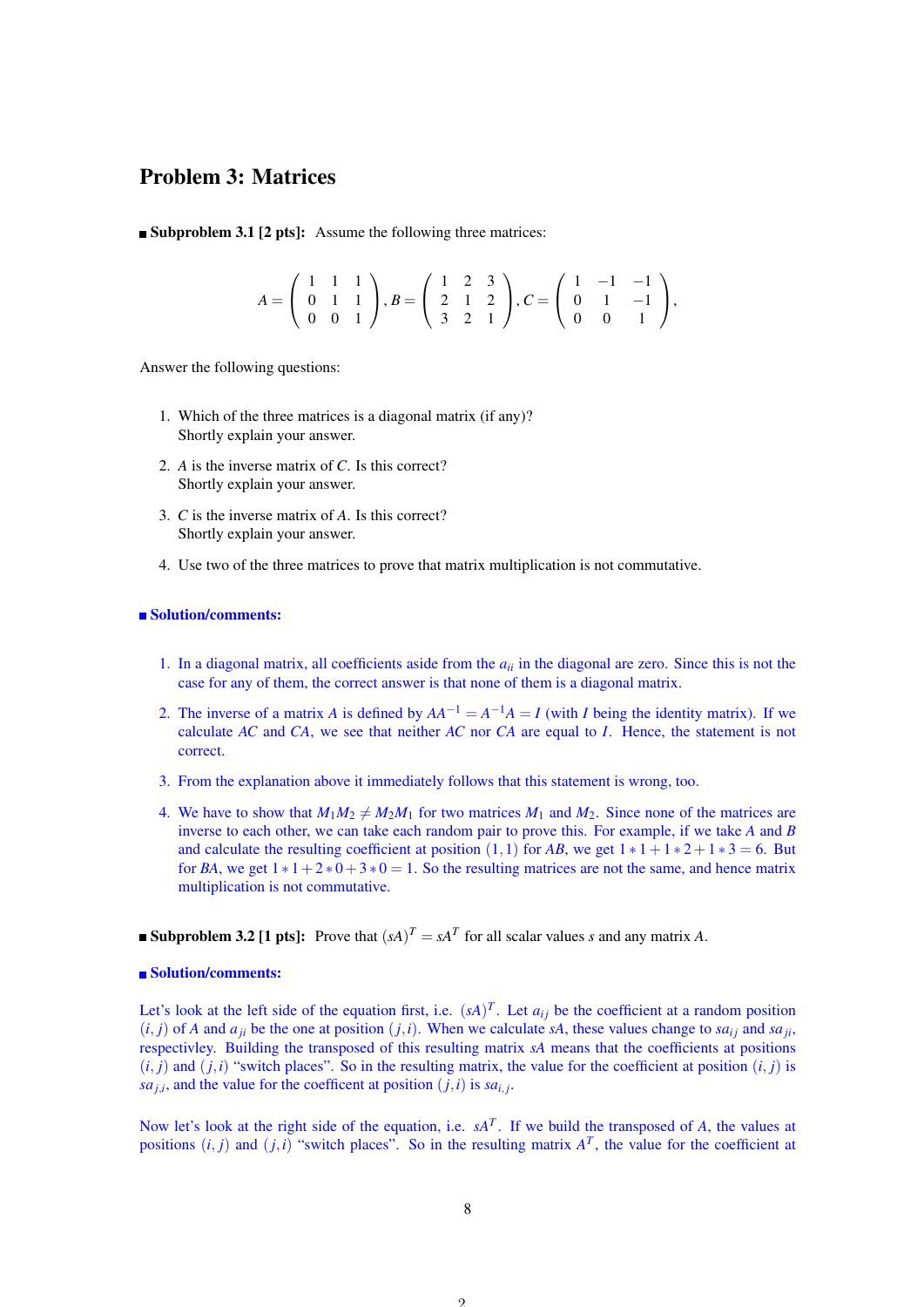## Problem 3: Matrices

■ **Subproblem 3.1 [2 pts]:** Assume the following three matrices:

$$A = \begin{pmatrix} 1 & 1 & 1 \\ 0 & 1 & 1 \\ 0 & 0 & 1 \end{pmatrix}, B = \begin{pmatrix} 1 & 2 & 3 \\ 2 & 1 & 2 \\ 3 & 2 & 1 \end{pmatrix}, C = \begin{pmatrix} 1 & -1 & -1 \\ 0 & 1 & -1 \\ 0 & 0 & 1 \end{pmatrix},$$

Answer the following questions:

1. Which of the three matrices is a diagonal matrix (if any)?
   Shortly explain your answer.
2. $A$ is the inverse matrix of $C$. Is this correct?
   Shortly explain your answer.
3. $C$ is the inverse matrix of $A$. Is this correct?
   Shortly explain your answer.
4. Use two of the three matrices to prove that matrix multiplication is not commutative.

■ **Solution/comments:**

1. In a diagonal matrix, all coefficients aside from the $a_{ii}$ in the diagonal are zero. Since this is not the case for any of them, the correct answer is that none of them is a diagonal matrix.
2. The inverse of a matrix $A$ is defined by $AA^{-1} = A^{-1}A = I$ (with $I$ being the identity matrix). If we calculate $AC$ and $CA$, we see that neither $AC$ nor $CA$ are equal to $I$. Hence, the statement is not correct.
3. From the explanation above it immediately follows that this statement is wrong, too.
4. We have to show that $M_1M_2 \neq M_2M_1$ for two matrices $M_1$ and $M_2$. Since none of the matrices are inverse to each other, we can take each random pair to prove this. For example, if we take $A$ and $B$ and calculate the resulting coefficient at position $(1,1)$ for $AB$, we get $1*1+1*2+1*3 = 6$. But for $BA$, we get $1*1+2*0+3*0 = 1$. So the resulting matrices are not the same, and hence matrix multiplication is not commutative.

■ **Subproblem 3.2 [1 pts]:** Prove that $(sA)^T = sA^T$ for all scalar values $s$ and any matrix $A$.

■ **Solution/comments:**

Let's look at the left side of the equation first, i.e. $(sA)^T$. Let $a_{ij}$ be the coefficient at a random position $(i,j)$ of $A$ and $a_{ji}$ be the one at position $(j,i)$. When we calculate $sA$, these values change to $sa_{ij}$ and $sa_{ji}$, respectivley. Building the transposed of this resulting matrix $sA$ means that the coefficients at positions $(i,j)$ and $(j,i)$ "switch places". So in the resulting matrix, the value for the coefficient at position $(i,j)$ is $sa_{j,i}$, and the value for the coefficent at position $(j,i)$ is $sa_{i,j}$.

Now let's look at the right side of the equation, i.e. $sA^T$. If we build the transposed of $A$, the values at positions $(i,j)$ and $(j,i)$ "switch places". So in the resulting matrix $A^T$, the value for the coefficient at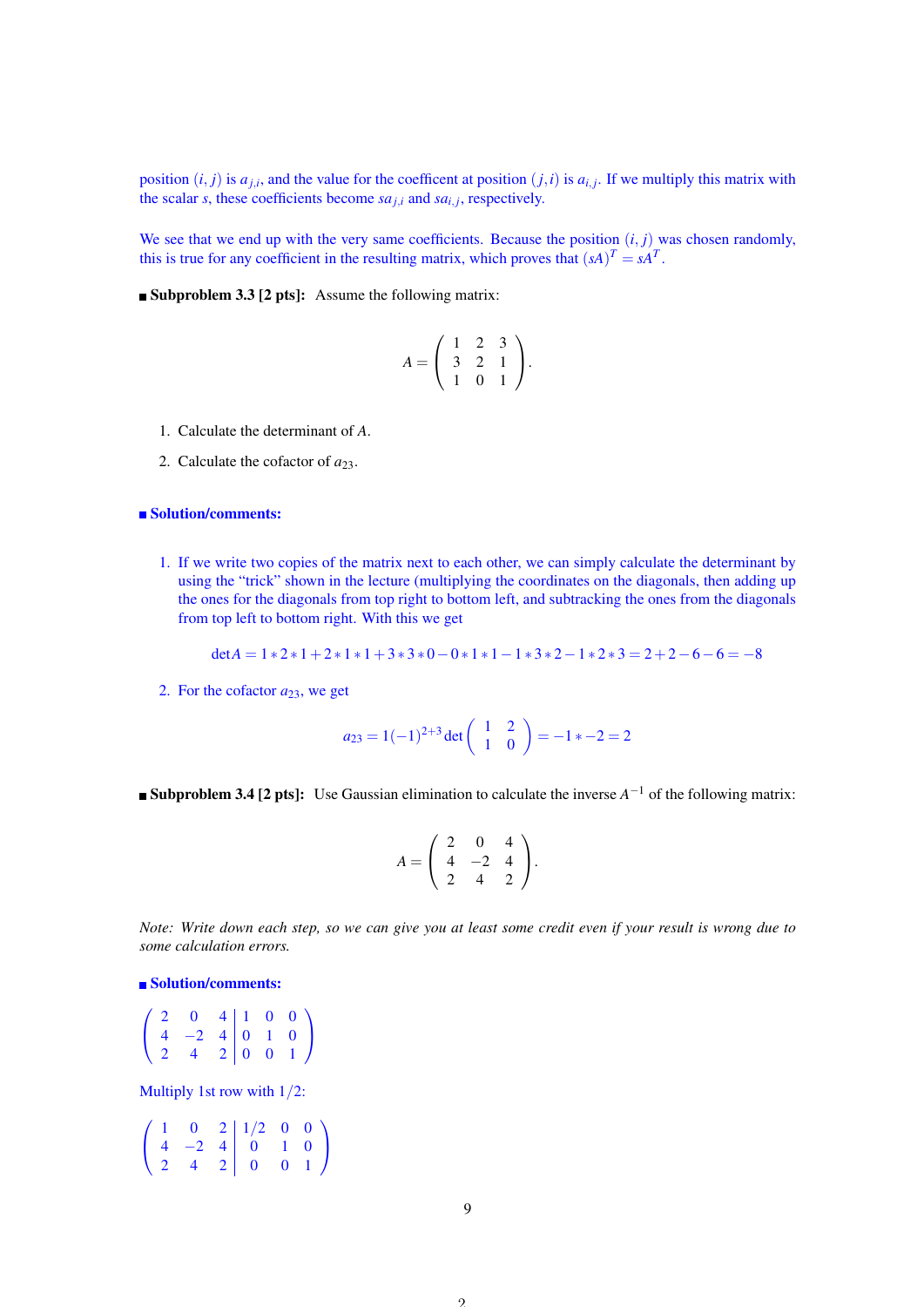position $(i, j)$ is $a_{j,i}$, and the value for the coefficent at position $(j, i)$ is $a_{i,j}$. If we multiply this matrix with the scalar $s$, these coefficients become $sa_{j,i}$ and $sa_{i,j}$, respectively.

We see that we end up with the very same coefficients. Because the position $(i, j)$ was chosen randomly, this is true for any coefficient in the resulting matrix, which proves that $(sA)^T = sA^T$.

**Subproblem 3.3 [2 pts]:** Assume the following matrix:

$$A = \begin{pmatrix} 1 & 2 & 3 \\ 3 & 2 & 1 \\ 1 & 0 & 1 \end{pmatrix}.$$

1. Calculate the determinant of $A$.
2. Calculate the cofactor of $a_{23}$.

**Solution/comments:**

1. If we write two copies of the matrix next to each other, we can simply calculate the determinant by using the "trick" shown in the lecture (multiplying the coordinates on the diagonals, then adding up the ones for the diagonals from top right to bottom left, and subtracking the ones from the diagonals from top left to bottom right. With this we get

$$\det A = 1*2*1+2*1*1+3*3*0-0*1*1-1*3*2-1*2*3 = 2+2-6-6 = -8$$

2. For the cofactor $a_{23}$, we get

$$a_{23} = 1(-1)^{2+3} \det \begin{pmatrix} 1 & 2 \\ 1 & 0 \end{pmatrix} = -1*-2 = 2$$

**Subproblem 3.4 [2 pts]:** Use Gaussian elimination to calculate the inverse $A^{-1}$ of the following matrix:

$$A = \begin{pmatrix} 2 & 0 & 4 \\ 4 & -2 & 4 \\ 2 & 4 & 2 \end{pmatrix}.$$

*Note: Write down each step, so we can give you at least some credit even if your result is wrong due to some calculation errors.*

**Solution/comments:**

$$\left(\begin{array}{ccc|ccc} 2 & 0 & 4 & 1 & 0 & 0 \\ 4 & -2 & 4 & 0 & 1 & 0 \\ 2 & 4 & 2 & 0 & 0 & 1 \end{array}\right)$$

Multiply 1st row with $1/2$:

$$\left(\begin{array}{ccc|ccc} 1 & 0 & 2 & 1/2 & 0 & 0 \\ 4 & -2 & 4 & 0 & 1 & 0 \\ 2 & 4 & 2 & 0 & 0 & 1 \end{array}\right)$$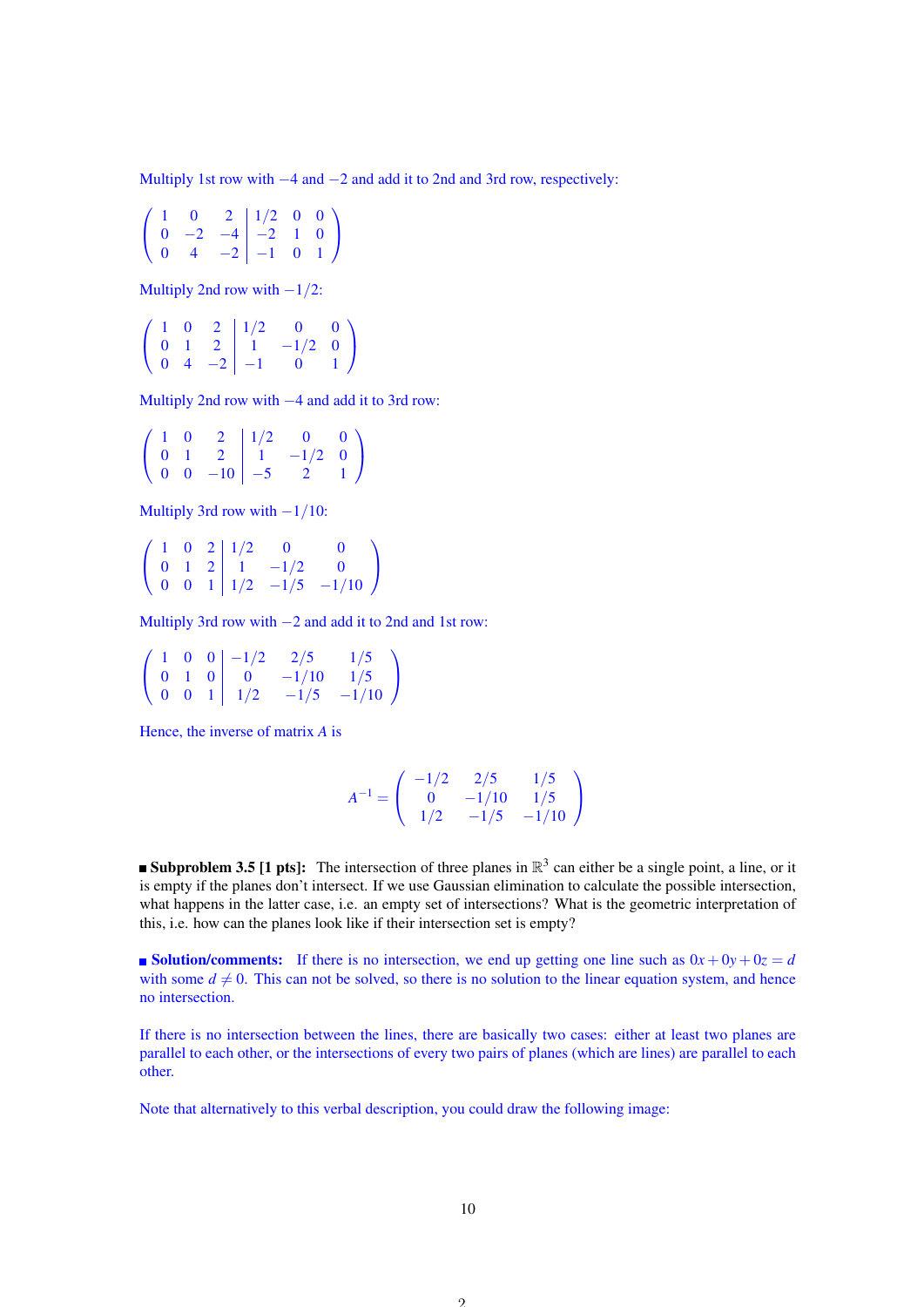Multiply 1st row with $-4$ and $-2$ and add it to 2nd and 3rd row, respectively:

$$\left(\begin{array}{ccc|ccc} 1 & 0 & 2 & 1/2 & 0 & 0 \\ 0 & -2 & -4 & -2 & 1 & 0 \\ 0 & 4 & -2 & -1 & 0 & 1 \end{array}\right)$$

Multiply 2nd row with $-1/2$:

$$\left(\begin{array}{ccc|ccc} 1 & 0 & 2 & 1/2 & 0 & 0 \\ 0 & 1 & 2 & 1 & -1/2 & 0 \\ 0 & 4 & -2 & -1 & 0 & 1 \end{array}\right)$$

Multiply 2nd row with $-4$ and add it to 3rd row:

$$\left(\begin{array}{ccc|ccc} 1 & 0 & 2 & 1/2 & 0 & 0 \\ 0 & 1 & 2 & 1 & -1/2 & 0 \\ 0 & 0 & -10 & -5 & 2 & 1 \end{array}\right)$$

Multiply 3rd row with $-1/10$:

$$\left(\begin{array}{ccc|ccc} 1 & 0 & 2 & 1/2 & 0 & 0 \\ 0 & 1 & 2 & 1 & -1/2 & 0 \\ 0 & 0 & 1 & 1/2 & -1/5 & -1/10 \end{array}\right)$$

Multiply 3rd row with $-2$ and add it to 2nd and 1st row:

$$\left(\begin{array}{ccc|ccc} 1 & 0 & 0 & -1/2 & 2/5 & 1/5 \\ 0 & 1 & 0 & 0 & -1/10 & 1/5 \\ 0 & 0 & 1 & 1/2 & -1/5 & -1/10 \end{array}\right)$$

Hence, the inverse of matrix $A$ is

$$A^{-1} = \begin{pmatrix} -1/2 & 2/5 & 1/5 \\ 0 & -1/10 & 1/5 \\ 1/2 & -1/5 & -1/10 \end{pmatrix}$$

■ **Subproblem 3.5 [1 pts]:** The intersection of three planes in $\mathbb{R}^3$ can either be a single point, a line, or it is empty if the planes don't intersect. If we use Gaussian elimination to calculate the possible intersection, what happens in the latter case, i.e. an empty set of intersections? What is the geometric interpretation of this, i.e. how can the planes look like if their intersection set is empty?

■ **Solution/comments:** If there is no intersection, we end up getting one line such as $0x+0y+0z=d$ with some $d \neq 0$. This can not be solved, so there is no solution to the linear equation system, and hence no intersection.

If there is no intersection between the lines, there are basically two cases: either at least two planes are parallel to each other, or the intersections of every two pairs of planes (which are lines) are parallel to each other.

Note that alternatively to this verbal description, you could draw the following image: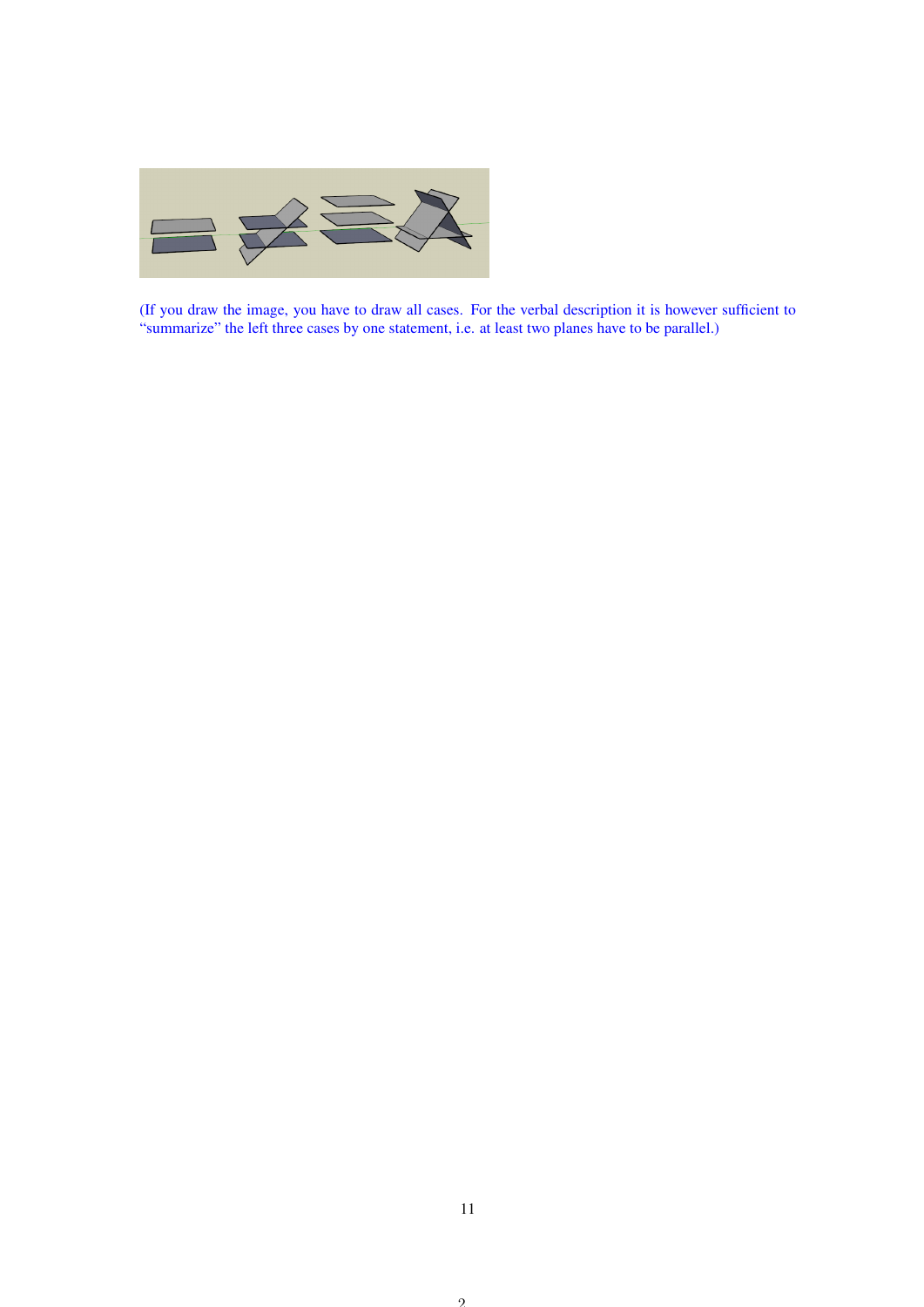(If you draw the image, you have to draw all cases. For the verbal description it is however sufficient to “summarize” the left three cases by one statement, i.e. at least two planes have to be parallel.)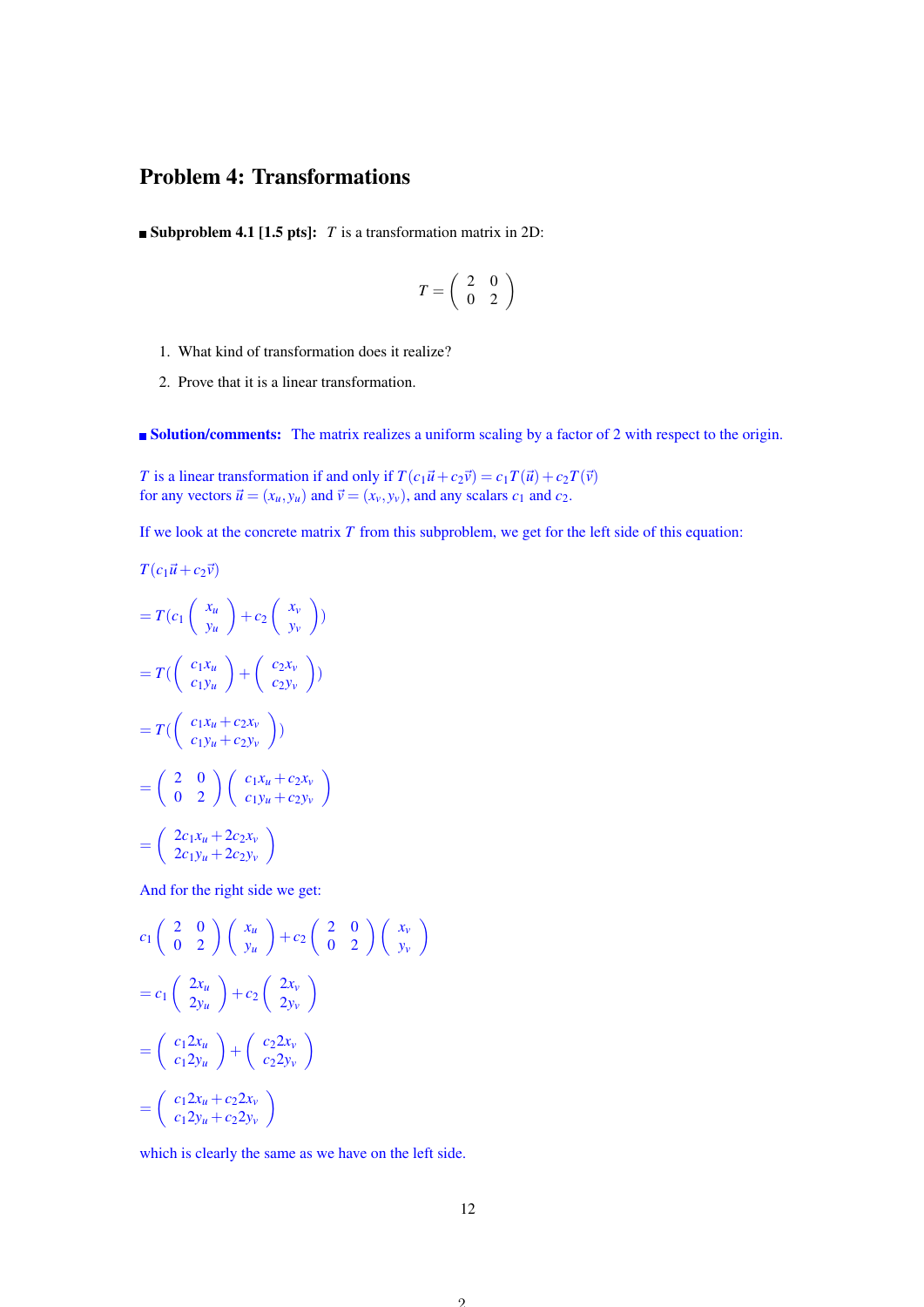## Problem 4: Transformations

**Subproblem 4.1 [1.5 pts]:** $T$ is a transformation matrix in 2D:

$$T = \begin{pmatrix} 2 & 0 \\ 0 & 2 \end{pmatrix}$$

1. What kind of transformation does it realize?
2. Prove that it is a linear transformation.

**Solution/comments:** The matrix realizes a uniform scaling by a factor of 2 with respect to the origin.

$T$ is a linear transformation if and only if $T(c_1\vec{u} + c_2\vec{v}) = c_1 T(\vec{u}) + c_2 T(\vec{v})$ for any vectors $\vec{u} = (x_u, y_u)$ and $\vec{v} = (x_v, y_v)$, and any scalars $c_1$ and $c_2$.

If we look at the concrete matrix $T$ from this subproblem, we get for the left side of this equation:

$T(c_1\vec{u} + c_2\vec{v})$

$$= T(c_1 \begin{pmatrix} x_u \\ y_u \end{pmatrix} + c_2 \begin{pmatrix} x_v \\ y_v \end{pmatrix})$$

$$= T(\begin{pmatrix} c_1 x_u \\ c_1 y_u \end{pmatrix} + \begin{pmatrix} c_2 x_v \\ c_2 y_v \end{pmatrix})$$

$$= T(\begin{pmatrix} c_1 x_u + c_2 x_v \\ c_1 y_u + c_2 y_v \end{pmatrix})$$

$$= \begin{pmatrix} 2 & 0 \\ 0 & 2 \end{pmatrix} \begin{pmatrix} c_1 x_u + c_2 x_v \\ c_1 y_u + c_2 y_v \end{pmatrix}$$

$$= \begin{pmatrix} 2c_1 x_u + 2c_2 x_v \\ 2c_1 y_u + 2c_2 y_v \end{pmatrix}$$

And for the right side we get:

$$c_1 \begin{pmatrix} 2 & 0 \\ 0 & 2 \end{pmatrix} \begin{pmatrix} x_u \\ y_u \end{pmatrix} + c_2 \begin{pmatrix} 2 & 0 \\ 0 & 2 \end{pmatrix} \begin{pmatrix} x_v \\ y_v \end{pmatrix}$$

$$= c_1 \begin{pmatrix} 2x_u \\ 2y_u \end{pmatrix} + c_2 \begin{pmatrix} 2x_v \\ 2y_v \end{pmatrix}$$

$$= \begin{pmatrix} c_1 2x_u \\ c_1 2y_u \end{pmatrix} + \begin{pmatrix} c_2 2x_v \\ c_2 2y_v \end{pmatrix}$$

$$= \begin{pmatrix} c_1 2x_u + c_2 2x_v \\ c_1 2y_u + c_2 2y_v \end{pmatrix}$$

which is clearly the same as we have on the left side.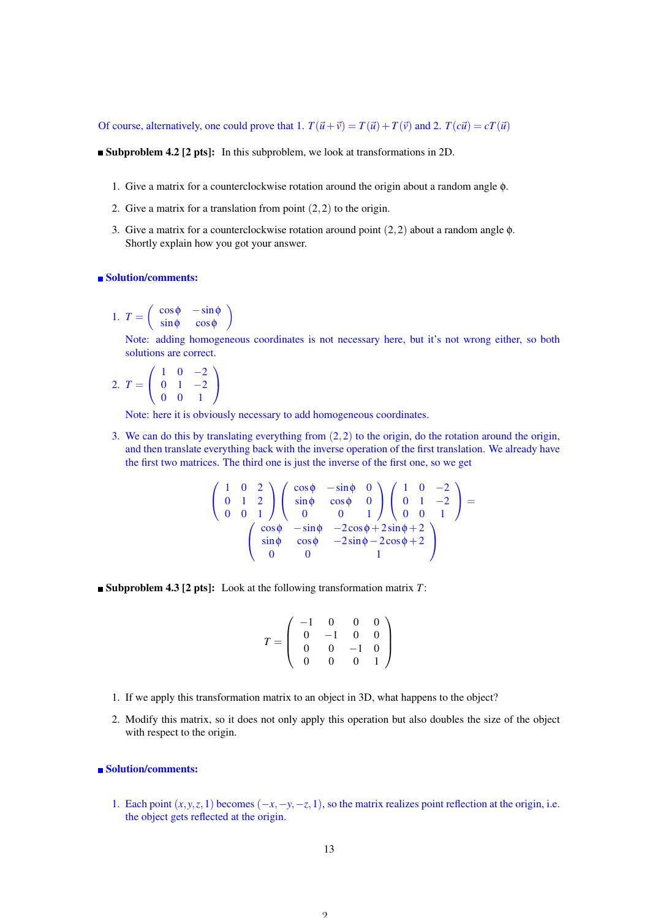Of course, alternatively, one could prove that 1. $T(\vec{u}+\vec{v}) = T(\vec{u}) + T(\vec{v})$ and 2. $T(c\vec{u}) = cT(\vec{u})$

■ **Subproblem 4.2 [2 pts]:** In this subproblem, we look at transformations in 2D.

1. Give a matrix for a counterclockwise rotation around the origin about a random angle $\phi$.
2. Give a matrix for a translation from point $(2,2)$ to the origin.
3. Give a matrix for a counterclockwise rotation around point $(2,2)$ about a random angle $\phi$. Shortly explain how you got your answer.

■ **Solution/comments:**

1. $T = \begin{pmatrix} \cos\phi & -\sin\phi \\ \sin\phi & \cos\phi \end{pmatrix}$

   Note: adding homogeneous coordinates is not necessary here, but it's not wrong either, so both solutions are correct.

2. $T = \begin{pmatrix} 1 & 0 & -2 \\ 0 & 1 & -2 \\ 0 & 0 & 1 \end{pmatrix}$

   Note: here it is obviously necessary to add homogeneous coordinates.

3. We can do this by translating everything from $(2,2)$ to the origin, do the rotation around the origin, and then translate everything back with the inverse operation of the first translation. We already have the first two matrices. The third one is just the inverse of the first one, so we get

$$\begin{pmatrix} 1 & 0 & 2 \\ 0 & 1 & 2 \\ 0 & 0 & 1 \end{pmatrix} \begin{pmatrix} \cos\phi & -\sin\phi & 0 \\ \sin\phi & \cos\phi & 0 \\ 0 & 0 & 1 \end{pmatrix} \begin{pmatrix} 1 & 0 & -2 \\ 0 & 1 & -2 \\ 0 & 0 & 1 \end{pmatrix} = \begin{pmatrix} \cos\phi & -\sin\phi & -2\cos\phi + 2\sin\phi + 2 \\ \sin\phi & \cos\phi & -2\sin\phi - 2\cos\phi + 2 \\ 0 & 0 & 1 \end{pmatrix}$$

■ **Subproblem 4.3 [2 pts]:** Look at the following transformation matrix $T$:

$$T = \begin{pmatrix} -1 & 0 & 0 & 0 \\ 0 & -1 & 0 & 0 \\ 0 & 0 & -1 & 0 \\ 0 & 0 & 0 & 1 \end{pmatrix}$$

1. If we apply this transformation matrix to an object in 3D, what happens to the object?
2. Modify this matrix, so it does not only apply this operation but also doubles the size of the object with respect to the origin.

■ **Solution/comments:**

1. Each point $(x,y,z,1)$ becomes $(-x,-y,-z,1)$, so the matrix realizes point reflection at the origin, i.e. the object gets reflected at the origin.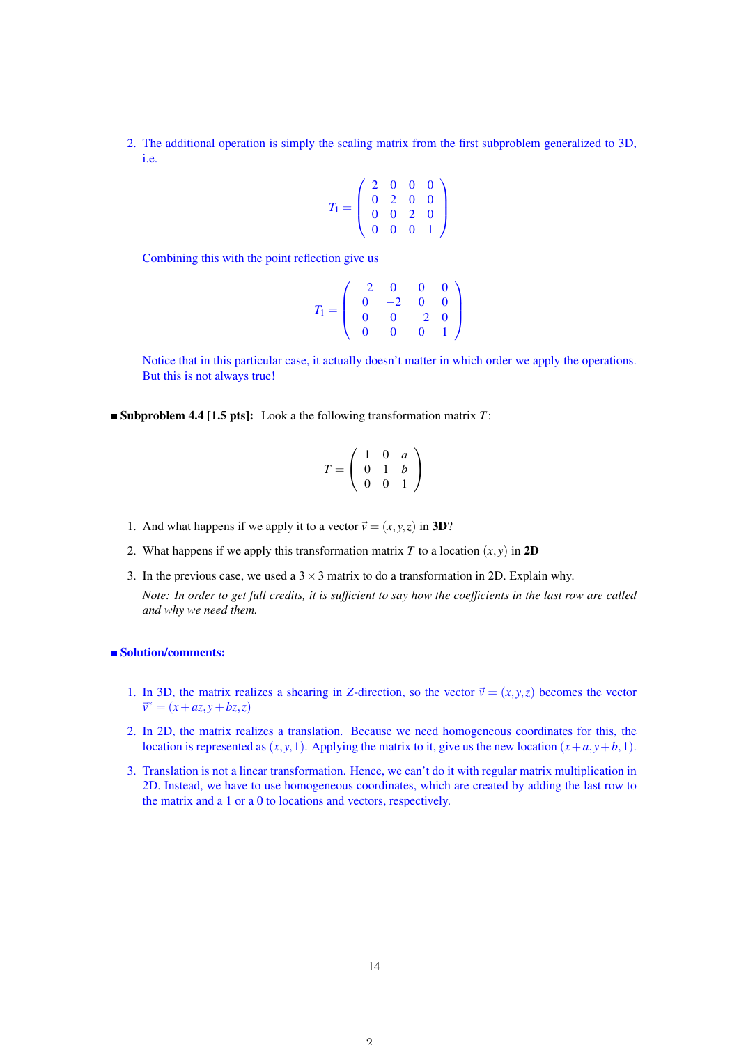2. The additional operation is simply the scaling matrix from the first subproblem generalized to 3D, i.e.

$$T_1 = \begin{pmatrix} 2 & 0 & 0 & 0 \\ 0 & 2 & 0 & 0 \\ 0 & 0 & 2 & 0 \\ 0 & 0 & 0 & 1 \end{pmatrix}$$

Combining this with the point reflection give us

$$T_1 = \begin{pmatrix} -2 & 0 & 0 & 0 \\ 0 & -2 & 0 & 0 \\ 0 & 0 & -2 & 0 \\ 0 & 0 & 0 & 1 \end{pmatrix}$$

Notice that in this particular case, it actually doesn't matter in which order we apply the operations. But this is not always true!

■ **Subproblem 4.4 [1.5 pts]:** Look a the following transformation matrix $T$:

$$T = \begin{pmatrix} 1 & 0 & a \\ 0 & 1 & b \\ 0 & 0 & 1 \end{pmatrix}$$

1. And what happens if we apply it to a vector $\vec{v} = (x, y, z)$ in **3D**?
2. What happens if we apply this transformation matrix $T$ to a location $(x, y)$ in **2D**
3. In the previous case, we used a $3 \times 3$ matrix to do a transformation in 2D. Explain why.

   *Note: In order to get full credits, it is sufficient to say how the coefficients in the last row are called and why we need them.*

■ **Solution/comments:**

1. In 3D, the matrix realizes a shearing in Z-direction, so the vector $\vec{v} = (x, y, z)$ becomes the vector $\vec{v}^* = (x + az, y + bz, z)$
2. In 2D, the matrix realizes a translation. Because we need homogeneous coordinates for this, the location is represented as $(x, y, 1)$. Applying the matrix to it, give us the new location $(x + a, y + b, 1)$.
3. Translation is not a linear transformation. Hence, we can't do it with regular matrix multiplication in 2D. Instead, we have to use homogeneous coordinates, which are created by adding the last row to the matrix and a 1 or a 0 to locations and vectors, respectively.